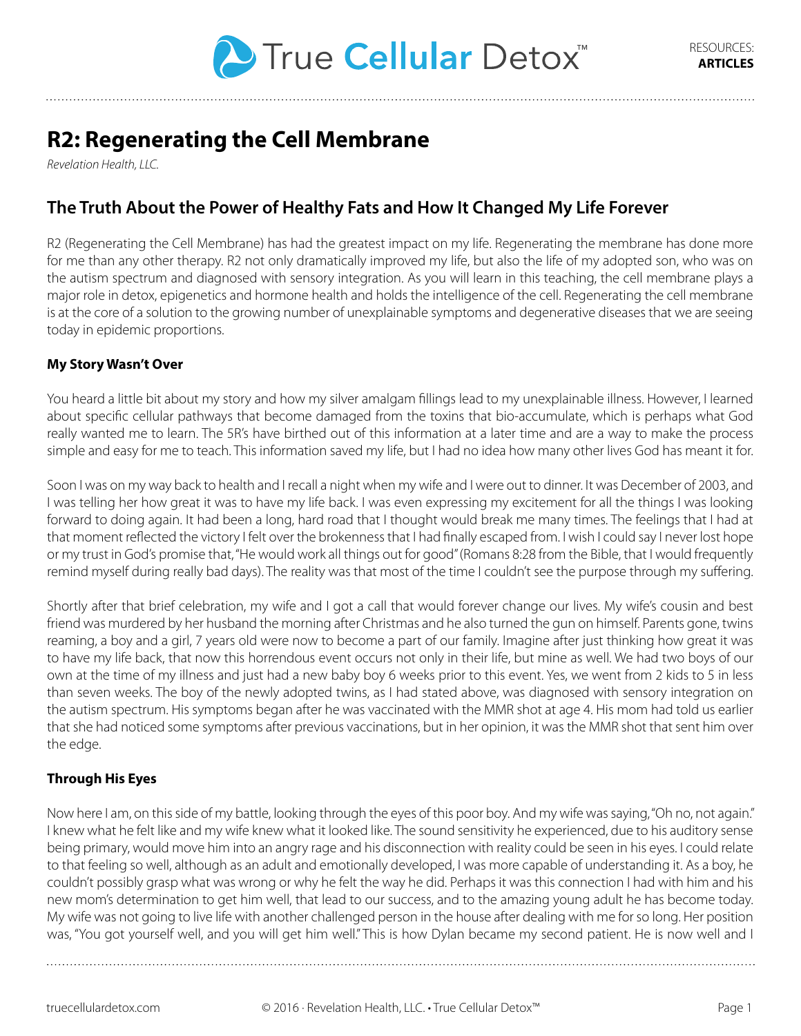# R2: Regenerating the Cell Membrane

*Revelation Health, LLC.*

## The Truth About the Power of Healthy Fats and How It Changed My Life Forever

R2 (Regenerating the Cell Membrane) has had the greatest impact on my life. Regenerating the membrane has done more for me than any other therapy. R2 not only dramatically improved my life, but also the life of my adopted son, who was on the autism spectrum and diagnosed with sensory integration. As you will learn in this teaching, the cell membrane plays a major role in detox, epigenetics and hormone health and holds the intelligence of the cell. Regenerating the cell membrane is at the core of a solution to the growing number of unexplainable symptoms and degenerative diseases that we are seeing today in epidemic proportions.

### My Story Wasn't Over

You heard a little bit about my story and how my silver amalgam fillings lead to my unexplainable illness. However, I learned about specific cellular pathways that become damaged from the toxins that bio-accumulate, which is perhaps what God really wanted me to learn. The 5R's have birthed out of this information at a later time and are a way to make the process simple and easy for me to teach. This information saved my life, but I had no idea how many other lives God has meant it for.

Soon I was on my way back to health and I recall a night when my wife and I were out to dinner. It was December of 2003, and I was telling her how great it was to have my life back. I was even expressing my excitement for all the things I was looking forward to doing again. It had been a long, hard road that I thought would break me many times. The feelings that I had at that moment reflected the victory I felt over the brokenness that I had finally escaped from. I wish I could say I never lost hope or my trust in God's promise that, "He would work all things out for good" (Romans 8:28 from the Bible, that I would frequently remind myself during really bad days). The reality was that most of the time I couldn't see the purpose through my suffering.

Shortly after that brief celebration, my wife and I got a call that would forever change our lives. My wife's cousin and best friend was murdered by her husband the morning after Christmas and he also turned the gun on himself. Parents gone, twins reaming, a boy and a girl, 7 years old were now to become a part of our family. Imagine after just thinking how great it was to have my life back, that now this horrendous event occurs not only in their life, but mine as well. We had two boys of our own at the time of my illness and just had a new baby boy 6 weeks prior to this event. Yes, we went from 2 kids to 5 in less than seven weeks. The boy of the newly adopted twins, as I had stated above, was diagnosed with sensory integration on the autism spectrum. His symptoms began after he was vaccinated with the MMR shot at age 4. His mom had told us earlier that she had noticed some symptoms after previous vaccinations, but in her opinion, it was the MMR shot that sent him over the edge.

### Through His Eyes

Now here I am, on this side of my battle, looking through the eyes of this poor boy. And my wife was saying, "Oh no, not again." I knew what he felt like and my wife knew what it looked like. The sound sensitivity he experienced, due to his auditory sense being primary, would move him into an angry rage and his disconnection with reality could be seen in his eyes. I could relate to that feeling so well, although as an adult and emotionally developed, I was more capable of understanding it. As a boy, he couldn't possibly grasp what was wrong or why he felt the way he did. Perhaps it was this connection I had with him and his new mom's determination to get him well, that lead to our success, and to the amazing young adult he has become today. My wife was not going to live life with another challenged person in the house after dealing with me for so long. Her position was, "You got yourself well, and you will get him well." This is how Dylan became my second patient. He is now well and I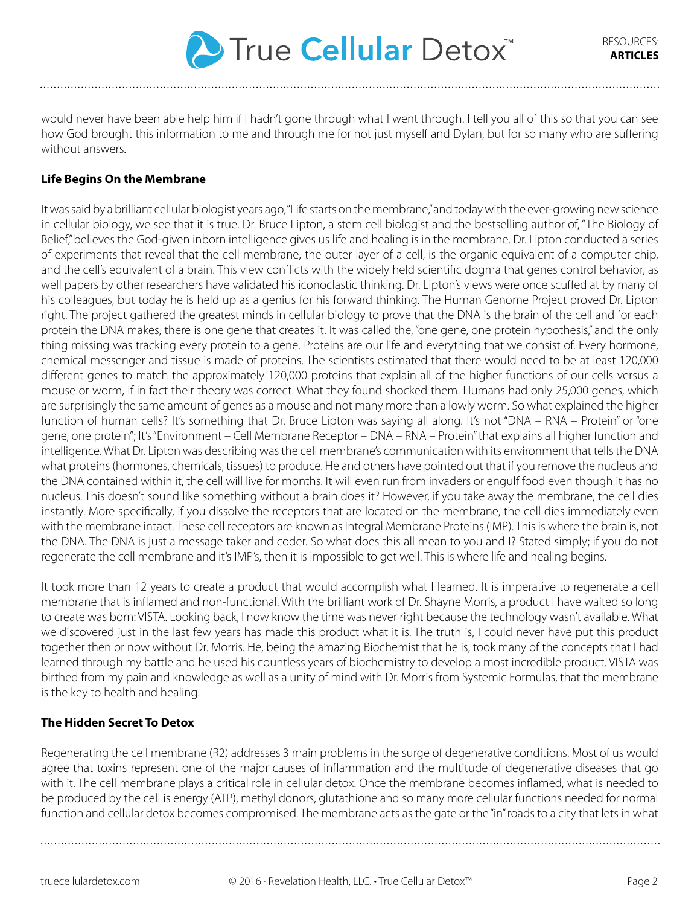would never have been able help him if I hadn't gone through what I went through. I tell you all of this so that you can see how God brought this information to me and through me for not just myself and Dylan, but for so many who are suffering without answers.

**Life Begins On the Membrane**

It was said by a brilliant cellular biologist years ago, "Life starts on the membrane," and today with the ever-growing new science in cellular biology, we see that it is true. Dr. Bruce Lipton, a stem cell biologist and the bestselling author of, "The Biology of Belief," believes the God-given inborn intelligence gives us life and healing is in the membrane. Dr. Lipton conducted a series of experiments that reveal that the cell membrane, the outer layer of a cell, is the organic equivalent of a computer chip, and the cell's equivalent of a brain. This view conflicts with the widely held scientific dogma that genes control behavior, as well papers by other researchers have validated his iconoclastic thinking. Dr. Lipton's views were once scuffed at by many of his colleagues, but today he is held up as a genius for his forward thinking. The Human Genome Project proved Dr. Lipton right. The project gathered the greatest minds in cellular biology to prove that the DNA is the brain of the cell and for each protein the DNA makes, there is one gene that creates it. It was called the, "one gene, one protein hypothesis," and the only thing missing was tracking every protein to a gene. Proteins are our life and everything that we consist of. Every hormone, chemical messenger and tissue is made of proteins. The scientists estimated that there would need to be at least 120,000 different genes to match the approximately 120,000 proteins that explain all of the higher functions of our cells versus a mouse or worm, if in fact their theory was correct. What they found shocked them. Humans had only 25,000 genes, which are surprisingly the same amount of genes as a mouse and not many more than a lowly worm. So what explained the higher function of human cells? It's something that Dr. Bruce Lipton was saying all along. It's not "DNA – RNA – Protein" or "one gene, one protein"; It's "Environment – Cell Membrane Receptor – DNA – RNA – Protein" that explains all higher function and intelligence. What Dr. Lipton was describing was the cell membrane's communication with its environment that tells the DNA what proteins (hormones, chemicals, tissues) to produce. He and others have pointed out that if you remove the nucleus and the DNA contained within it, the cell will live for months. It will even run from invaders or engulf food even though it has no nucleus. This doesn't sound like something without a brain does it? However, if you take away the membrane, the cell dies instantly. More specifically, if you dissolve the receptors that are located on the membrane, the cell dies immediately even with the membrane intact. These cell receptors are known as Integral Membrane Proteins (IMP). This is where the brain is, not the DNA. The DNA is just a message taker and coder. So what does this all mean to you and I? Stated simply; if you do not regenerate the cell membrane and it's IMP's, then it is impossible to get well. This is where life and healing begins.

It took more than 12 years to create a product that would accomplish what I learned. It is imperative to regenerate a cell membrane that is inflamed and non-functional. With the brilliant work of Dr. Shayne Morris, a product I have waited so long to create was born: VISTA. Looking back, I now know the time was never right because the technology wasn't available. What we discovered just in the last few years has made this product what it is. The truth is, I could never have put this product together then or now without Dr. Morris. He, being the amazing Biochemist that he is, took many of the concepts that I had learned through my battle and he used his countless years of biochemistry to develop a most incredible product. VISTA was birthed from my pain and knowledge as well as a unity of mind with Dr. Morris from Systemic Formulas, that the membrane is the key to health and healing.

**The Hidden Secret To Detox**

Regenerating the cell membrane (R2) addresses 3 main problems in the surge of degenerative conditions. Most of us would agree that toxins represent one of the major causes of inflammation and the multitude of degenerative diseases that go with it. The cell membrane plays a critical role in cellular detox. Once the membrane becomes inflamed, what is needed to be produced by the cell is energy (ATP), methyl donors, glutathione and so many more cellular functions needed for normal function and cellular detox becomes compromised. The membrane acts as the gate or the "in" roads to a city that lets in what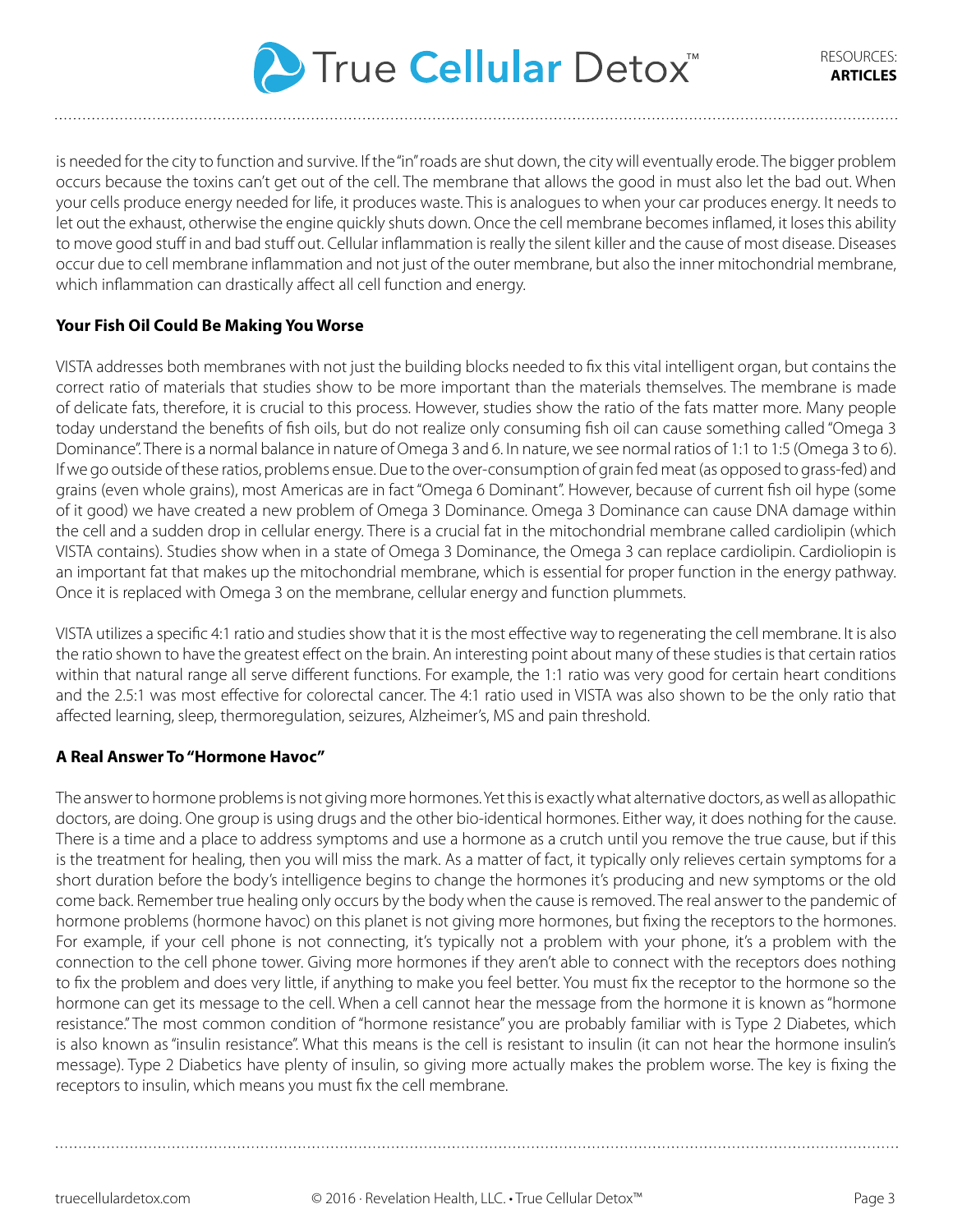is needed for the city to function and survive. If the "in" roads are shut down, the city will eventually erode. The bigger problem occurs because the toxins can't get out of the cell. The membrane that allows the good in must also let the bad out. When your cells produce energy needed for life, it produces waste. This is analogues to when your car produces energy. It needs to let out the exhaust, otherwise the engine quickly shuts down. Once the cell membrane becomes inflamed, it loses this ability to move good stuff in and bad stuff out. Cellular inflammation is really the silent killer and the cause of most disease. Diseases occur due to cell membrane inflammation and not just of the outer membrane, but also the inner mitochondrial membrane, which inflammation can drastically affect all cell function and energy.

**Your Fish Oil Could Be Making You Worse**

VISTA addresses both membranes with not just the building blocks needed to fix this vital intelligent organ, but contains the correct ratio of materials that studies show to be more important than the materials themselves. The membrane is made of delicate fats, therefore, it is crucial to this process. However, studies show the ratio of the fats matter more. Many people today understand the benefits of fish oils, but do not realize only consuming fish oil can cause something called "Omega 3 Dominance". There is a normal balance in nature of Omega 3 and 6. In nature, we see normal ratios of 1:1 to 1:5 (Omega 3 to 6). If we go outside of these ratios, problems ensue. Due to the over-consumption of grain fed meat (as opposed to grass-fed) and grains (even whole grains), most Americas are in fact "Omega 6 Dominant". However, because of current fish oil hype (some of it good) we have created a new problem of Omega 3 Dominance. Omega 3 Dominance can cause DNA damage within the cell and a sudden drop in cellular energy. There is a crucial fat in the mitochondrial membrane called cardiolipin (which VISTA contains). Studies show when in a state of Omega 3 Dominance, the Omega 3 can replace cardiolipin. Cardioliopin is an important fat that makes up the mitochondrial membrane, which is essential for proper function in the energy pathway. Once it is replaced with Omega 3 on the membrane, cellular energy and function plummets.

VISTA utilizes a specific 4:1 ratio and studies show that it is the most effective way to regenerating the cell membrane. It is also the ratio shown to have the greatest effect on the brain. An interesting point about many of these studies is that certain ratios within that natural range all serve different functions. For example, the 1:1 ratio was very good for certain heart conditions and the 2.5:1 was most effective for colorectal cancer. The 4:1 ratio used in VISTA was also shown to be the only ratio that affected learning, sleep, thermoregulation, seizures, Alzheimer's, MS and pain threshold.

**A Real Answer To "Hormone Havoc"**

The answer to hormone problems is not giving more hormones. Yet this is exactly what alternative doctors, as well as allopathic doctors, are doing. One group is using drugs and the other bio-identical hormones. Either way, it does nothing for the cause. There is a time and a place to address symptoms and use a hormone as a crutch until you remove the true cause, but if this is the treatment for healing, then you will miss the mark. As a matter of fact, it typically only relieves certain symptoms for a short duration before the body's intelligence begins to change the hormones it's producing and new symptoms or the old come back. Remember true healing only occurs by the body when the cause is removed. The real answer to the pandemic of hormone problems (hormone havoc) on this planet is not giving more hormones, but fixing the receptors to the hormones. For example, if your cell phone is not connecting, it's typically not a problem with your phone, it's a problem with the connection to the cell phone tower. Giving more hormones if they aren't able to connect with the receptors does nothing to fix the problem and does very little, if anything to make you feel better. You must fix the receptor to the hormone so the hormone can get its message to the cell. When a cell cannot hear the message from the hormone it is known as "hormone resistance." The most common condition of "hormone resistance" you are probably familiar with is Type 2 Diabetes, which is also known as "insulin resistance". What this means is the cell is resistant to insulin (it can not hear the hormone insulin's message). Type 2 Diabetics have plenty of insulin, so giving more actually makes the problem worse. The key is fixing the receptors to insulin, which means you must fix the cell membrane.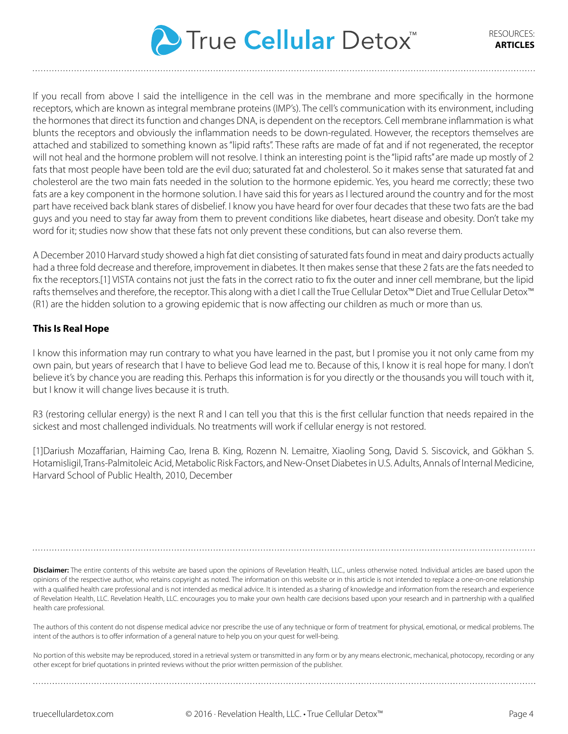If you recall from above I said the intelligence in the cell was in the membrane and more specifically in the hormone receptors, which are known as integral membrane proteins (IMP's). The cell's communication with its environment, including the hormones that direct its function and changes DNA, is dependent on the receptors. Cell membrane inflammation is what blunts the receptors and obviously the inflammation needs to be down-regulated. However, the receptors themselves are attached and stabilized to something known as "lipid rafts". These rafts are made of fat and if not regenerated, the receptor will not heal and the hormone problem will not resolve. I think an interesting point is the "lipid rafts" are made up mostly of 2 fats that most people have been told are the evil duo; saturated fat and cholesterol. So it makes sense that saturated fat and cholesterol are the two main fats needed in the solution to the hormone epidemic. Yes, you heard me correctly; these two fats are a key component in the hormone solution. I have said this for years as I lectured around the country and for the most part have received back blank stares of disbelief. I know you have heard for over four decades that these two fats are the bad guys and you need to stay far away from them to prevent conditions like diabetes, heart disease and obesity. Don't take my word for it; studies now show that these fats not only prevent these conditions, but can also reverse them.

A December 2010 Harvard study showed a high fat diet consisting of saturated fats found in meat and dairy products actually had a three fold decrease and therefore, improvement in diabetes. It then makes sense that these 2 fats are the fats needed to fix the receptors.[1] VISTA contains not just the fats in the correct ratio to fix the outer and inner cell membrane, but the lipid rafts themselves and therefore, the receptor. This along with a diet I call the True Cellular Detox™ Diet and True Cellular Detox™ (R1) are the hidden solution to a growing epidemic that is now affecting our children as much or more than us.

**This Is Real Hope**

I know this information may run contrary to what you have learned in the past, but I promise you it not only came from my own pain, but years of research that I have to believe God lead me to. Because of this, I know it is real hope for many. I don't believe it's by chance you are reading this. Perhaps this information is for you directly or the thousands you will touch with it, but I know it will change lives because it is truth.

R3 (restoring cellular energy) is the next R and I can tell you that this is the first cellular function that needs repaired in the sickest and most challenged individuals. No treatments will work if cellular energy is not restored.

[1]Dariush Mozaffarian, Haiming Cao, Irena B. King, Rozenn N. Lemaitre, Xiaoling Song, David S. Siscovick, and Gökhan S. Hotamisligil, Trans-Palmitoleic Acid, Metabolic Risk Factors, and New-Onset Diabetes in U.S. Adults, Annals of Internal Medicine, Harvard School of Public Health, 2010, December

**Disclaimer:** The entire contents of this website are based upon the opinions of Revelation Health, LLC., unless otherwise noted. Individual articles are based upon the opinions of the respective author, who retains copyright as noted. The information on this website or in this article is not intended to replace a one-on-one relationship with a qualified health care professional and is not intended as medical advice. It is intended as a sharing of knowledge and information from the research and experience of Revelation Health, LLC. Revelation Health, LLC. encourages you to make your own health care decisions based upon your research and in partnership with a qualified health care professional.

The authors of this content do not dispense medical advice nor prescribe the use of any technique or form of treatment for physical, emotional, or medical problems. The intent of the authors is to offer information of a general nature to help you on your quest for well-being.

No portion of this website may be reproduced, stored in a retrieval system or transmitted in any form or by any means electronic, mechanical, photocopy, recording or any other except for brief quotations in printed reviews without the prior written permission of the publisher.